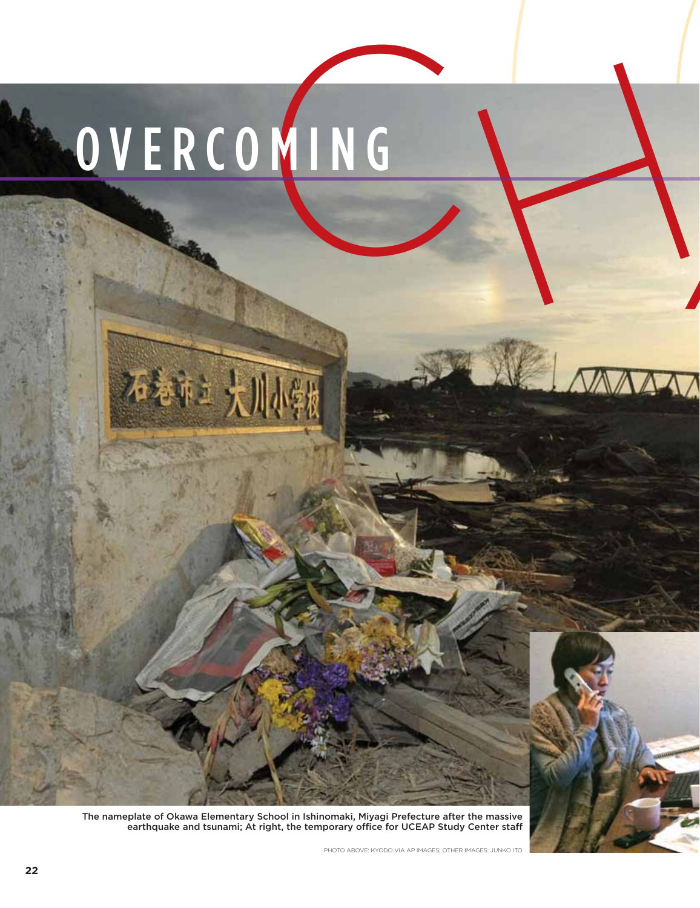# OVERCOMING CH

The nameplate of Okawa Elementary School in Ishinomaki, Miyagi Prefecture after the massive earthquake and tsunami; At right, the temporary office for UCEAP Study Center staff

PHOTO ABOVE: KYODO VIA AP IMAGES; OTHER IMAGES: JUNKO ITO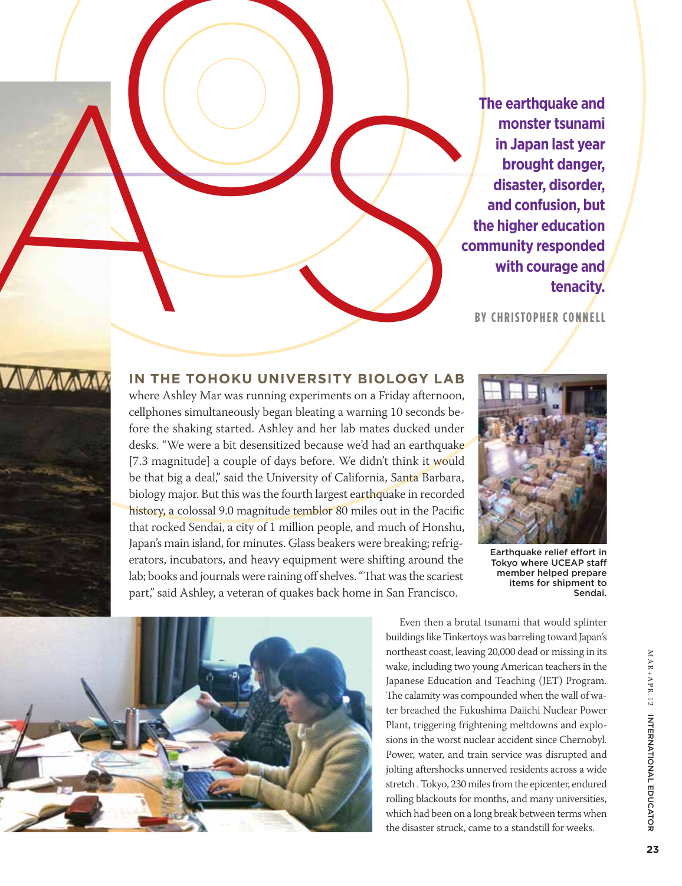# AOS

**The earthquake and monster tsunami in Japan last year brought danger, disaster, disorder, and confusion, but the higher education community responded with courage and tenacity.**

BY CHRISTOPHER CONNELL

**IN THE TOHOKU UNIVERSITY BIOLOGY LAB** where Ashley Mar was running experiments on a Friday afternoon, cellphones simultaneously began bleating a warning 10 seconds before the shaking started. Ashley and her lab mates ducked under desks. "We were a bit desensitized because we'd had an earthquake [7.3 magnitude] a couple of days before. We didn't think it would be that big a deal," said the University of California, Santa Barbara, biology major. But this was the fourth largest earthquake in recorded history, a colossal 9.0 magnitude temblor 80 miles out in the Pacific that rocked Sendai, a city of 1 million people, and much of Honshu, Japan's main island, for minutes. Glass beakers were breaking; refrigerators, incubators, and heavy equipment were shifting around the lab; books and journals were raining off shelves. "That was the scariest part," said Ashley, a veteran of quakes back home in San Francisco.

Earthquake relief effort in Tokyo where UCEAP staff member helped prepare items for shipment to Sendai.

Even then a brutal tsunami that would splinter buildings like Tinkertoys was barreling toward Japan's northeast coast, leaving 20,000 dead or missing in its wake, including two young American teachers in the Japanese Education and Teaching (JET) Program. The calamity was compounded when the wall of water breached the Fukushima Daiichi Nuclear Power Plant, triggering frightening meltdowns and explosions in the worst nuclear accident since Chernobyl. Power, water, and train service was disrupted and jolting aftershocks unnerved residents across a wide stretch . Tokyo, 230 miles from the epicenter, endured rolling blackouts for months, and many universities, which had been on a long break between terms when the disaster struck, came to a standstill for weeks.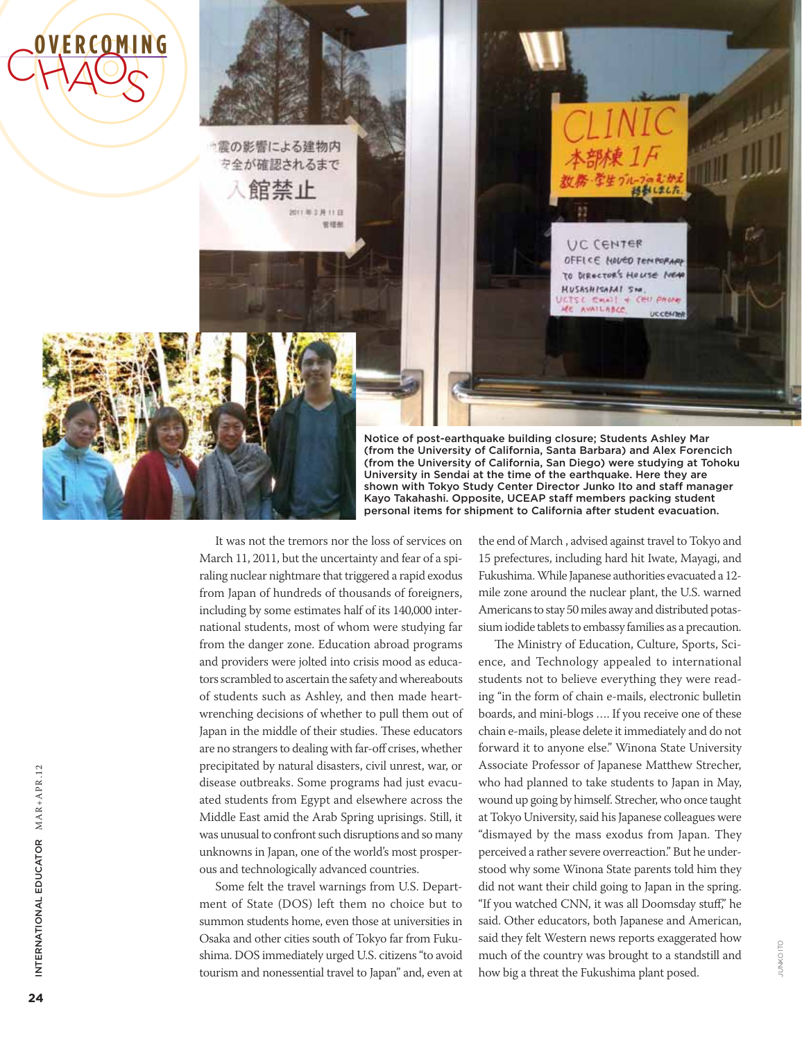Notice of post-earthquake building closure; Students Ashley Mar (from the University of California, Santa Barbara) and Alex Forencich (from the University of California, San Diego) were studying at Tohoku University in Sendai at the time of the earthquake. Here they are shown with Tokyo Study Center Director Junko Ito and staff manager Kayo Takahashi. Opposite, UCEAP staff members packing student personal items for shipment to California after student evacuation.

It was not the tremors nor the loss of services on March 11, 2011, but the uncertainty and fear of a spiraling nuclear nightmare that triggered a rapid exodus from Japan of hundreds of thousands of foreigners, including by some estimates half of its 140,000 international students, most of whom were studying far from the danger zone. Education abroad programs and providers were jolted into crisis mood as educators scrambled to ascertain the safety and whereabouts of students such as Ashley, and then made heart-wrenching decisions of whether to pull them out of Japan in the middle of their studies. These educators are no strangers to dealing with far-off crises, whether precipitated by natural disasters, civil unrest, war, or disease outbreaks. Some programs had just evacuated students from Egypt and elsewhere across the Middle East amid the Arab Spring uprisings. Still, it was unusual to confront such disruptions and so many unknowns in Japan, one of the world's most prosperous and technologically advanced countries.

Some felt the travel warnings from U.S. Department of State (DOS) left them no choice but to summon students home, even those at universities in Osaka and other cities south of Tokyo far from Fukushima. DOS immediately urged U.S. citizens "to avoid tourism and nonessential travel to Japan" and, even at the end of March , advised against travel to Tokyo and 15 prefectures, including hard hit Iwate, Mayagi, and Fukushima. While Japanese authorities evacuated a 12-mile zone around the nuclear plant, the U.S. warned Americans to stay 50 miles away and distributed potassium iodide tablets to embassy families as a precaution.

The Ministry of Education, Culture, Sports, Science, and Technology appealed to international students not to believe everything they were reading "in the form of chain e-mails, electronic bulletin boards, and mini-blogs .... If you receive one of these chain e-mails, please delete it immediately and do not forward it to anyone else." Winona State University Associate Professor of Japanese Matthew Strecher, who had planned to take students to Japan in May, wound up going by himself. Strecher, who once taught at Tokyo University, said his Japanese colleagues were "dismayed by the mass exodus from Japan. They perceived a rather severe overreaction." But he understood why some Winona State parents told him they did not want their child going to Japan in the spring. "If you watched CNN, it was all Doomsday stuff," he said. Other educators, both Japanese and American, said they felt Western news reports exaggerated how much of the country was brought to a standstill and how big a threat the Fukushima plant posed.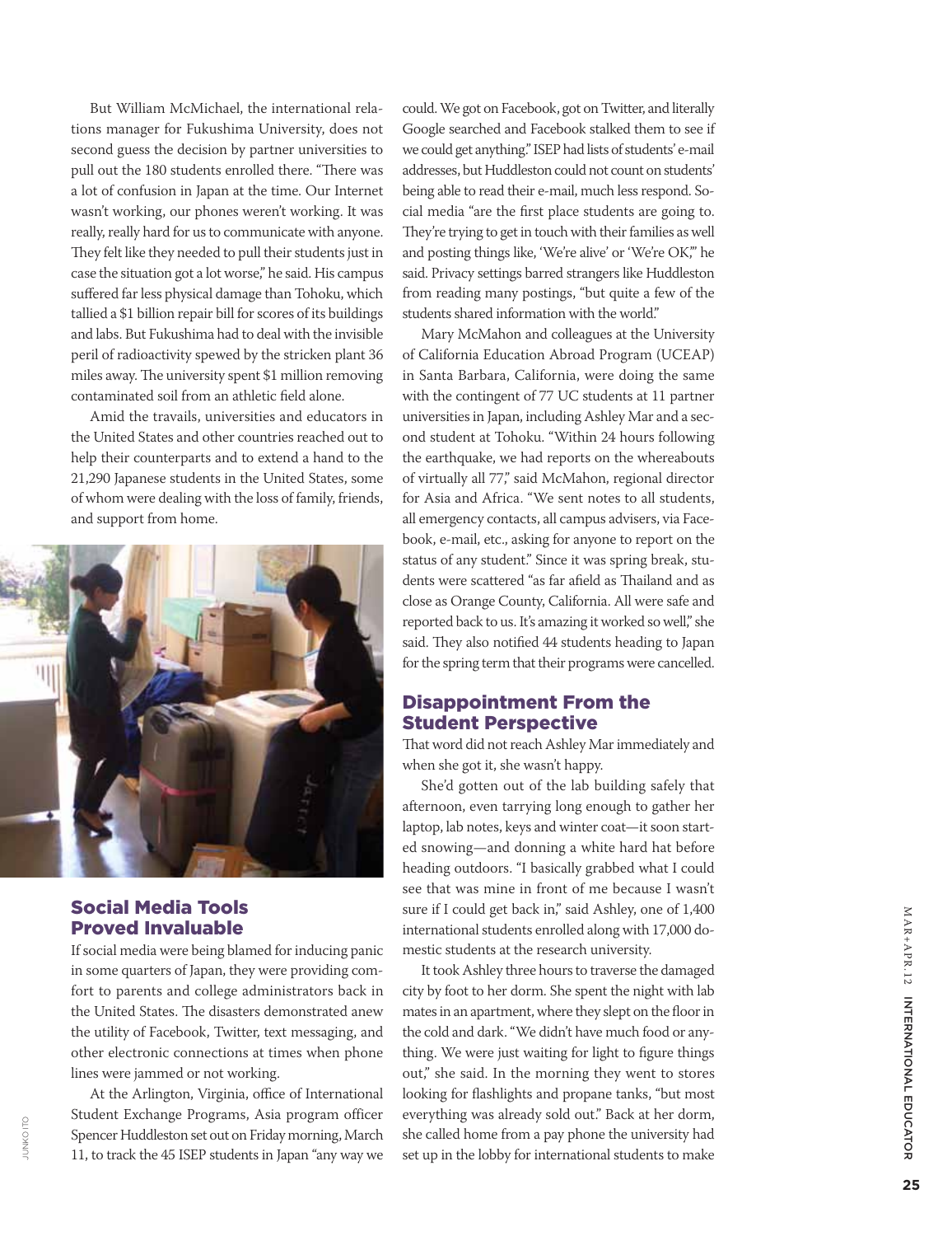But William McMichael, the international relations manager for Fukushima University, does not second guess the decision by partner universities to pull out the 180 students enrolled there. "There was a lot of confusion in Japan at the time. Our Internet wasn't working, our phones weren't working. It was really, really hard for us to communicate with anyone. They felt like they needed to pull their students just in case the situation got a lot worse," he said. His campus suffered far less physical damage than Tohoku, which tallied a $1 billion repair bill for scores of its buildings and labs. But Fukushima had to deal with the invisible peril of radioactivity spewed by the stricken plant 36 miles away. The university spent $1 million removing contaminated soil from an athletic field alone.

Amid the travails, universities and educators in the United States and other countries reached out to help their counterparts and to extend a hand to the 21,290 Japanese students in the United States, some of whom were dealing with the loss of family, friends, and support from home.

## Social Media Tools Proved Invaluable

If social media were being blamed for inducing panic in some quarters of Japan, they were providing comfort to parents and college administrators back in the United States. The disasters demonstrated anew the utility of Facebook, Twitter, text messaging, and other electronic connections at times when phone lines were jammed or not working.

At the Arlington, Virginia, office of International Student Exchange Programs, Asia program officer Spencer Huddleston set out on Friday morning, March 11, to track the 45 ISEP students in Japan "any way we could. We got on Facebook, got on Twitter, and literally Google searched and Facebook stalked them to see if we could get anything." ISEP had lists of students' e-mail addresses, but Huddleston could not count on students' being able to read their e-mail, much less respond. Social media "are the first place students are going to. They're trying to get in touch with their families as well and posting things like, 'We're alive' or 'We're OK,'" he said. Privacy settings barred strangers like Huddleston from reading many postings, "but quite a few of the students shared information with the world."

Mary McMahon and colleagues at the University of California Education Abroad Program (UCEAP) in Santa Barbara, California, were doing the same with the contingent of 77 UC students at 11 partner universities in Japan, including Ashley Mar and a second student at Tohoku. "Within 24 hours following the earthquake, we had reports on the whereabouts of virtually all 77," said McMahon, regional director for Asia and Africa. "We sent notes to all students, all emergency contacts, all campus advisers, via Facebook, e-mail, etc., asking for anyone to report on the status of any student." Since it was spring break, students were scattered "as far afield as Thailand and as close as Orange County, California. All were safe and reported back to us. It's amazing it worked so well," she said. They also notified 44 students heading to Japan for the spring term that their programs were cancelled.

## Disappointment From the Student Perspective

That word did not reach Ashley Mar immediately and when she got it, she wasn't happy.

She'd gotten out of the lab building safely that afternoon, even tarrying long enough to gather her laptop, lab notes, keys and winter coat—it soon started snowing—and donning a white hard hat before heading outdoors. "I basically grabbed what I could see that was mine in front of me because I wasn't sure if I could get back in," said Ashley, one of 1,400 international students enrolled along with 17,000 domestic students at the research university.

It took Ashley three hours to traverse the damaged city by foot to her dorm. She spent the night with lab mates in an apartment, where they slept on the floor in the cold and dark. "We didn't have much food or anything. We were just waiting for light to figure things out," she said. In the morning they went to stores looking for flashlights and propane tanks, "but most everything was already sold out." Back at her dorm, she called home from a pay phone the university had set up in the lobby for international students to make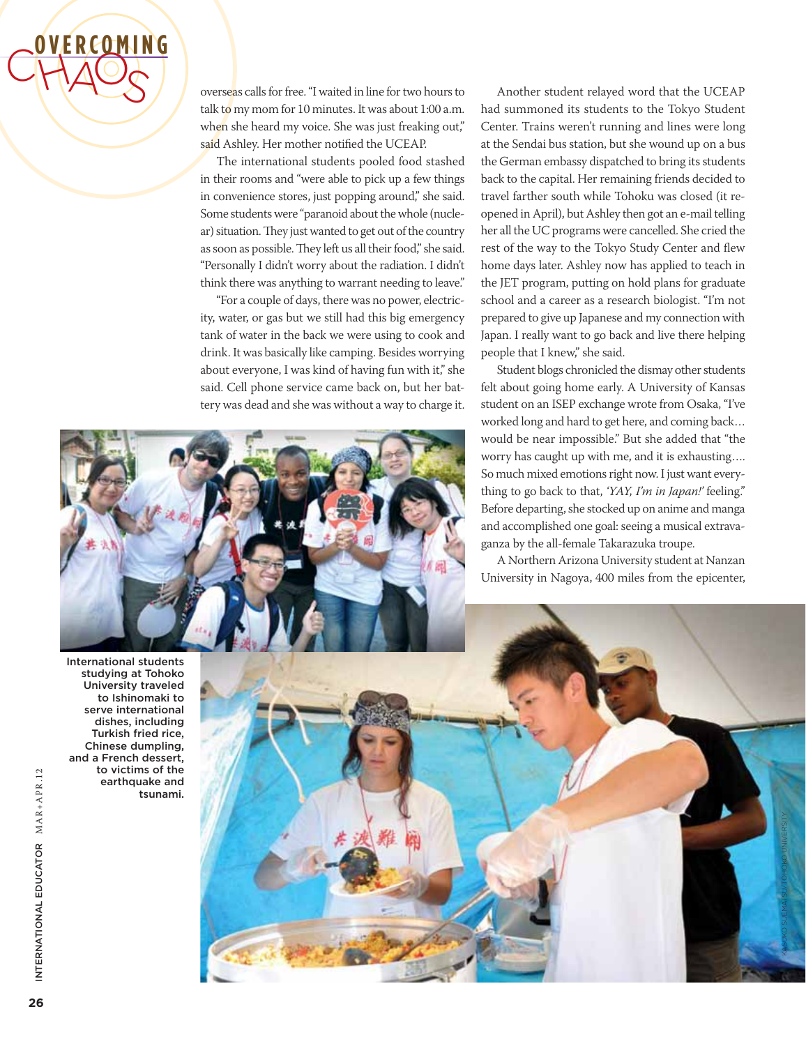overseas calls for free. "I waited in line for two hours to talk to my mom for 10 minutes. It was about 1:00 a.m. when she heard my voice. She was just freaking out," said Ashley. Her mother notified the UCEAP.

The international students pooled food stashed in their rooms and "were able to pick up a few things in convenience stores, just popping around," she said. Some students were "paranoid about the whole (nuclear) situation. They just wanted to get out of the country as soon as possible. They left us all their food," she said. "Personally I didn't worry about the radiation. I didn't think there was anything to warrant needing to leave."

"For a couple of days, there was no power, electricity, water, or gas but we still had this big emergency tank of water in the back we were using to cook and drink. It was basically like camping. Besides worrying about everyone, I was kind of having fun with it," she said. Cell phone service came back on, but her battery was dead and she was without a way to charge it.

Another student relayed word that the UCEAP had summoned its students to the Tokyo Student Center. Trains weren't running and lines were long at the Sendai bus station, but she wound up on a bus the German embassy dispatched to bring its students back to the capital. Her remaining friends decided to travel farther south while Tohoku was closed (it reopened in April), but Ashley then got an e-mail telling her all the UC programs were cancelled. She cried the rest of the way to the Tokyo Study Center and flew home days later. Ashley now has applied to teach in the JET program, putting on hold plans for graduate school and a career as a research biologist. "I'm not prepared to give up Japanese and my connection with Japan. I really want to go back and live there helping people that I knew," she said.

Student blogs chronicled the dismay other students felt about going home early. A University of Kansas student on an ISEP exchange wrote from Osaka, "I've worked long and hard to get here, and coming back… would be near impossible." But she added that "the worry has caught up with me, and it is exhausting…. So much mixed emotions right now. I just want everything to go back to that, *'YAY, I'm in Japan!'* feeling." Before departing, she stocked up on anime and manga and accomplished one goal: seeing a musical extravaganza by the all-female Takarazuka troupe.

A Northern Arizona University student at Nanzan University in Nagoya, 400 miles from the epicenter,

International students studying at Tohoku University traveled to Ishinomaki to serve international dishes, including Turkish fried rice, Chinese dumpling, and a French dessert, to victims of the earthquake and tsunami.

KAZUKO SUEMATSU/TOHOKU UNIVERSITY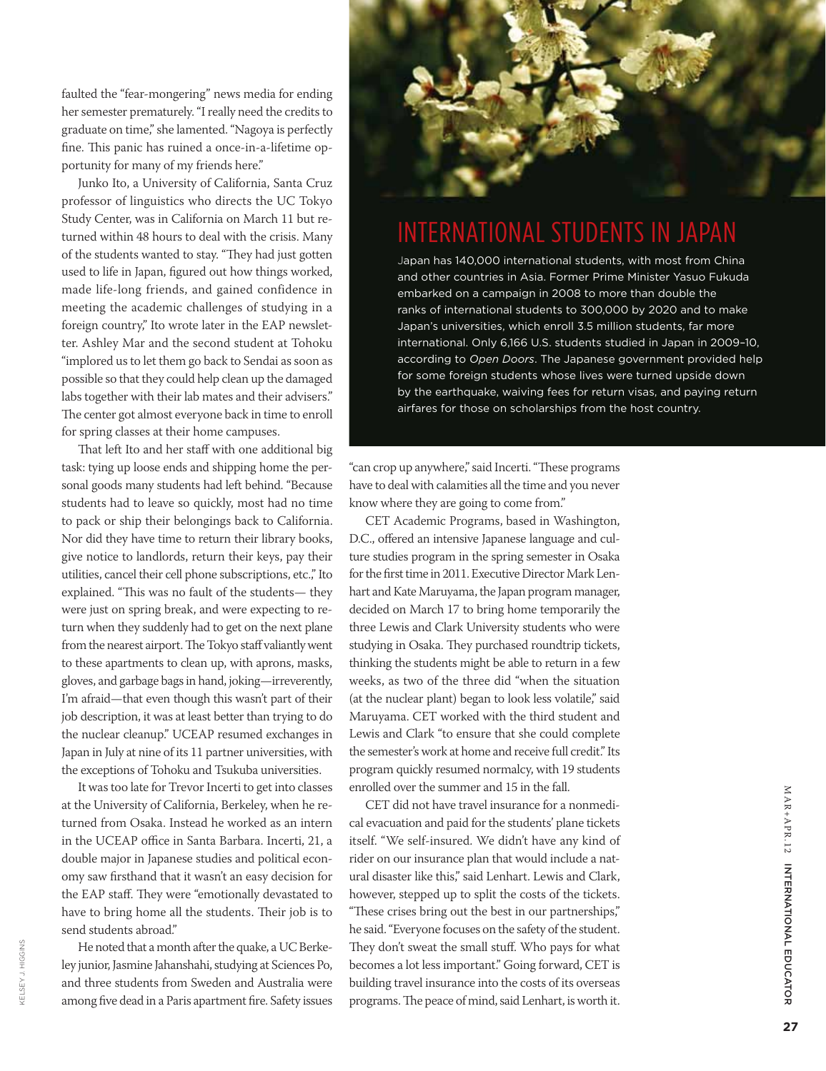faulted the "fear-mongering" news media for ending her semester prematurely. "I really need the credits to graduate on time," she lamented. "Nagoya is perfectly fine. This panic has ruined a once-in-a-lifetime opportunity for many of my friends here."

Junko Ito, a University of California, Santa Cruz professor of linguistics who directs the UC Tokyo Study Center, was in California on March 11 but returned within 48 hours to deal with the crisis. Many of the students wanted to stay. "They had just gotten used to life in Japan, figured out how things worked, made life-long friends, and gained confidence in meeting the academic challenges of studying in a foreign country," Ito wrote later in the EAP newsletter. Ashley Mar and the second student at Tohoku "implored us to let them go back to Sendai as soon as possible so that they could help clean up the damaged labs together with their lab mates and their advisers." The center got almost everyone back in time to enroll for spring classes at their home campuses.

That left Ito and her staff with one additional big task: tying up loose ends and shipping home the personal goods many students had left behind. "Because students had to leave so quickly, most had no time to pack or ship their belongings back to California. Nor did they have time to return their library books, give notice to landlords, return their keys, pay their utilities, cancel their cell phone subscriptions, etc.," Ito explained. "This was no fault of the students— they were just on spring break, and were expecting to return when they suddenly had to get on the next plane from the nearest airport. The Tokyo staff valiantly went to these apartments to clean up, with aprons, masks, gloves, and garbage bags in hand, joking—irreverently, I'm afraid—that even though this wasn't part of their job description, it was at least better than trying to do the nuclear cleanup." UCEAP resumed exchanges in Japan in July at nine of its 11 partner universities, with the exceptions of Tohoku and Tsukuba universities.

It was too late for Trevor Incerti to get into classes at the University of California, Berkeley, when he returned from Osaka. Instead he worked as an intern in the UCEAP office in Santa Barbara. Incerti, 21, a double major in Japanese studies and political economy saw firsthand that it wasn't an easy decision for the EAP staff. They were "emotionally devastated to have to bring home all the students. Their job is to send students abroad."

He noted that a month after the quake, a UC Berkeley junior, Jasmine Jahanshahi, studying at Sciences Po, and three students from Sweden and Australia were among five dead in a Paris apartment fire. Safety issues "can crop up anywhere," said Incerti. "These programs have to deal with calamities all the time and you never know where they are going to come from."

CET Academic Programs, based in Washington, D.C., offered an intensive Japanese language and culture studies program in the spring semester in Osaka for the first time in 2011. Executive Director Mark Lenhart and Kate Maruyama, the Japan program manager, decided on March 17 to bring home temporarily the three Lewis and Clark University students who were studying in Osaka. They purchased roundtrip tickets, thinking the students might be able to return in a few weeks, as two of the three did "when the situation (at the nuclear plant) began to look less volatile," said Maruyama. CET worked with the third student and Lewis and Clark "to ensure that she could complete the semester's work at home and receive full credit." Its program quickly resumed normalcy, with 19 students enrolled over the summer and 15 in the fall.

CET did not have travel insurance for a nonmedical evacuation and paid for the students' plane tickets itself. "We self-insured. We didn't have any kind of rider on our insurance plan that would include a natural disaster like this," said Lenhart. Lewis and Clark, however, stepped up to split the costs of the tickets. "These crises bring out the best in our partnerships," he said. "Everyone focuses on the safety of the student. They don't sweat the small stuff. Who pays for what becomes a lot less important." Going forward, CET is building travel insurance into the costs of its overseas programs. The peace of mind, said Lenhart, is worth it.

## INTERNATIONAL STUDENTS IN JAPAN

Japan has 140,000 international students, with most from China and other countries in Asia. Former Prime Minister Yasuo Fukuda embarked on a campaign in 2008 to more than double the ranks of international students to 300,000 by 2020 and to make Japan's universities, which enroll 3.5 million students, far more international. Only 6,166 U.S. students studied in Japan in 2009–10, according to *Open Doors*. The Japanese government provided help for some foreign students whose lives were turned upside down by the earthquake, waiving fees for return visas, and paying return airfares for those on scholarships from the host country.

KELSEY J. HIGGINS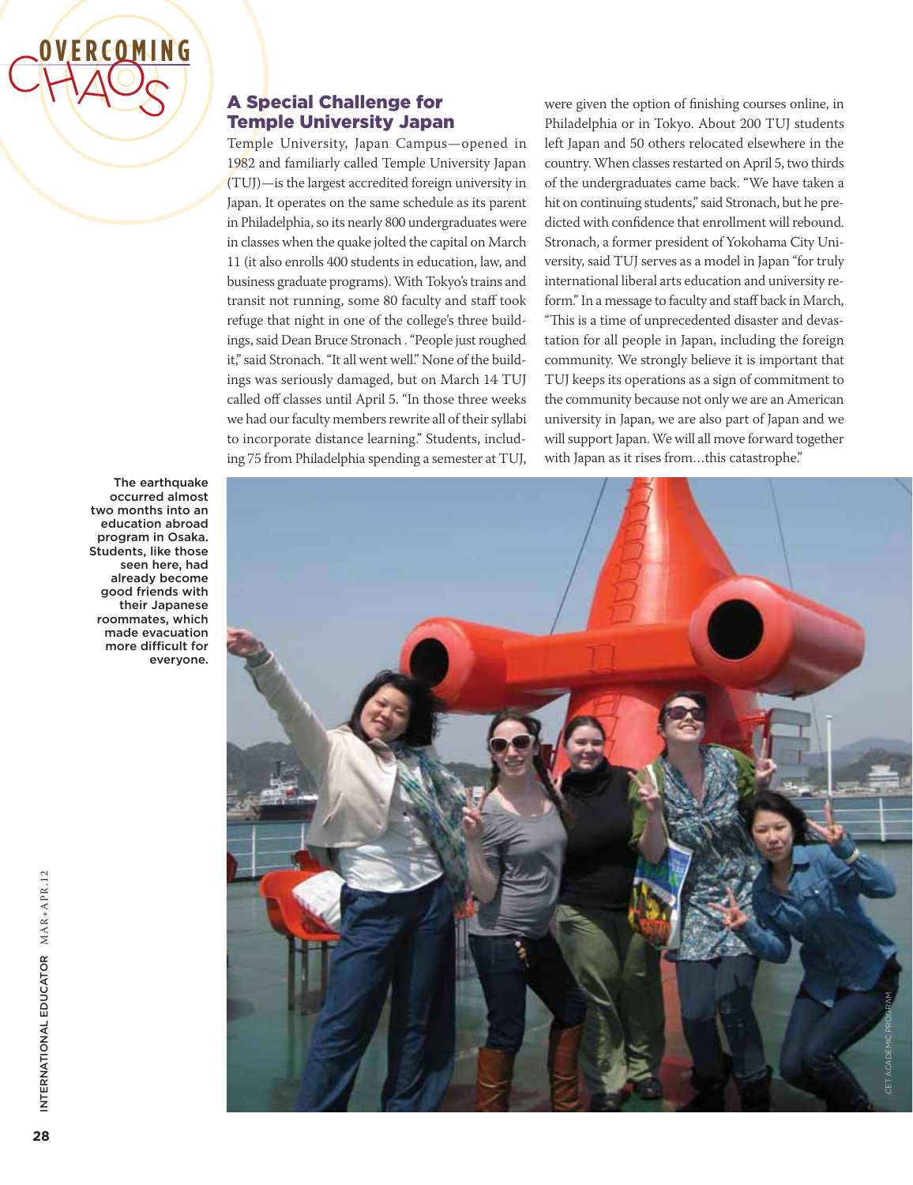## A Special Challenge for Temple University Japan

Temple University, Japan Campus—opened in 1982 and familiarly called Temple University Japan (TUJ)—is the largest accredited foreign university in Japan. It operates on the same schedule as its parent in Philadelphia, so its nearly 800 undergraduates were in classes when the quake jolted the capital on March 11 (it also enrolls 400 students in education, law, and business graduate programs). With Tokyo's trains and transit not running, some 80 faculty and staff took refuge that night in one of the college's three buildings, said Dean Bruce Stronach . "People just roughed it," said Stronach. "It all went well." None of the buildings was seriously damaged, but on March 14 TUJ called off classes until April 5. "In those three weeks we had our faculty members rewrite all of their syllabi to incorporate distance learning." Students, including 75 from Philadelphia spending a semester at TUJ, were given the option of finishing courses online, in Philadelphia or in Tokyo. About 200 TUJ students left Japan and 50 others relocated elsewhere in the country. When classes restarted on April 5, two thirds of the undergraduates came back. "We have taken a hit on continuing students," said Stronach, but he predicted with confidence that enrollment will rebound. Stronach, a former president of Yokohama City University, said TUJ serves as a model in Japan "for truly international liberal arts education and university reform." In a message to faculty and staff back in March, "This is a time of unprecedented disaster and devastation for all people in Japan, including the foreign community. We strongly believe it is important that TUJ keeps its operations as a sign of commitment to the community because not only we are an American university in Japan, we are also part of Japan and we will support Japan. We will all move forward together with Japan as it rises from…this catastrophe."

The earthquake occurred almost two months into an education abroad program in Osaka. Students, like those seen here, had already become good friends with their Japanese roommates, which made evacuation more difficult for everyone.

CET ACADEMIC PROGRAM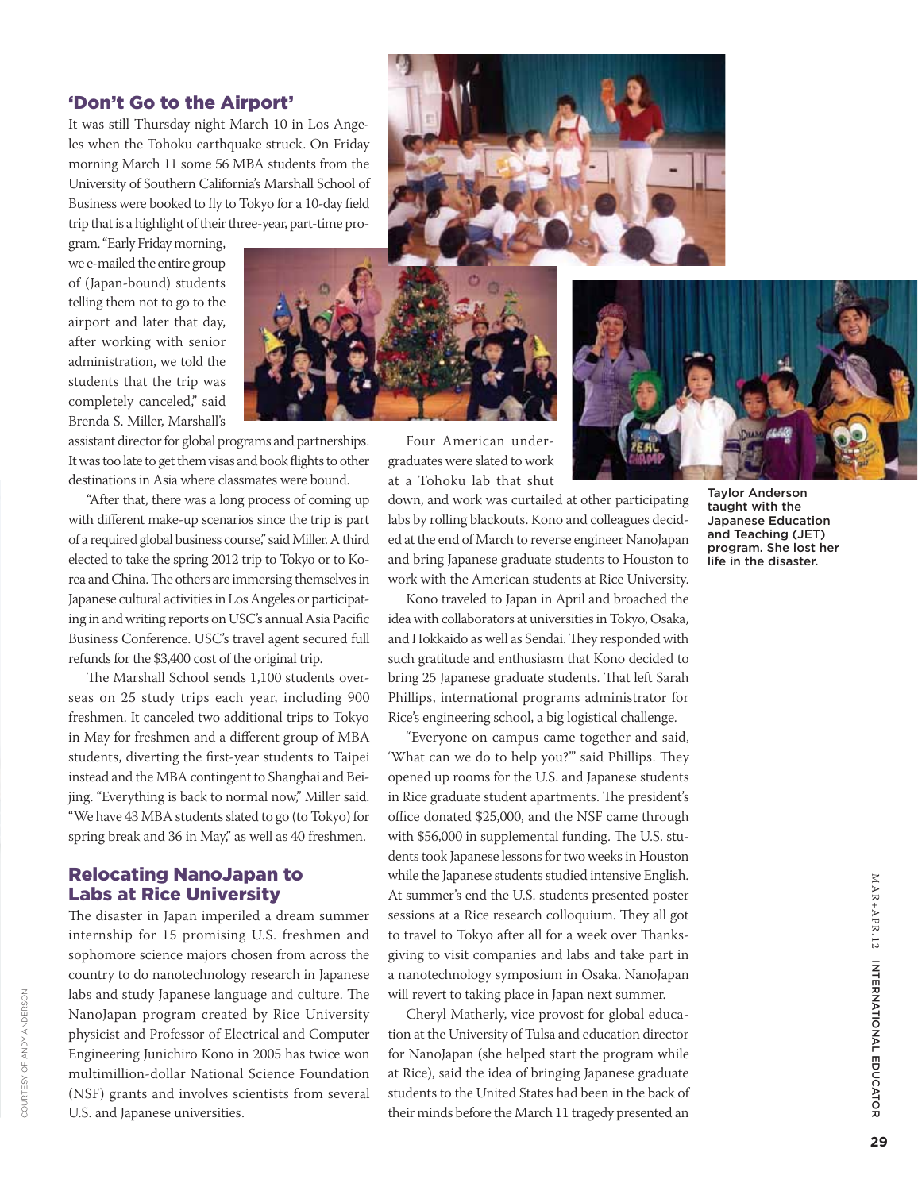## 'Don't Go to the Airport'

It was still Thursday night March 10 in Los Angeles when the Tohoku earthquake struck. On Friday morning March 11 some 56 MBA students from the University of Southern California's Marshall School of Business were booked to fly to Tokyo for a 10-day field trip that is a highlight of their three-year, part-time program. "Early Friday morning, we e-mailed the entire group of (Japan-bound) students telling them not to go to the airport and later that day, after working with senior administration, we told the students that the trip was completely canceled," said Brenda S. Miller, Marshall's assistant director for global programs and partnerships. It was too late to get them visas and book flights to other destinations in Asia where classmates were bound.

"After that, there was a long process of coming up with different make-up scenarios since the trip is part of a required global business course," said Miller. A third elected to take the spring 2012 trip to Tokyo or to Korea and China. The others are immersing themselves in Japanese cultural activities in Los Angeles or participating in and writing reports on USC's annual Asia Pacific Business Conference. USC's travel agent secured full refunds for the $3,400 cost of the original trip.

The Marshall School sends 1,100 students overseas on 25 study trips each year, including 900 freshmen. It canceled two additional trips to Tokyo in May for freshmen and a different group of MBA students, diverting the first-year students to Taipei instead and the MBA contingent to Shanghai and Beijing. "Everything is back to normal now," Miller said. "We have 43 MBA students slated to go (to Tokyo) for spring break and 36 in May," as well as 40 freshmen.

## Relocating NanoJapan to Labs at Rice University

The disaster in Japan imperiled a dream summer internship for 15 promising U.S. freshmen and sophomore science majors chosen from across the country to do nanotechnology research in Japanese labs and study Japanese language and culture. The NanoJapan program created by Rice University physicist and Professor of Electrical and Computer Engineering Junichiro Kono in 2005 has twice won multimillion-dollar National Science Foundation (NSF) grants and involves scientists from several U.S. and Japanese universities.

Four American undergraduates were slated to work at a Tohoku lab that shut down, and work was curtailed at other participating labs by rolling blackouts. Kono and colleagues decided at the end of March to reverse engineer NanoJapan and bring Japanese graduate students to Houston to work with the American students at Rice University.

Kono traveled to Japan in April and broached the idea with collaborators at universities in Tokyo, Osaka, and Hokkaido as well as Sendai. They responded with such gratitude and enthusiasm that Kono decided to bring 25 Japanese graduate students. That left Sarah Phillips, international programs administrator for Rice's engineering school, a big logistical challenge.

"Everyone on campus came together and said, 'What can we do to help you?'" said Phillips. They opened up rooms for the U.S. and Japanese students in Rice graduate student apartments. The president's office donated $25,000, and the NSF came through with $56,000 in supplemental funding. The U.S. students took Japanese lessons for two weeks in Houston while the Japanese students studied intensive English. At summer's end the U.S. students presented poster sessions at a Rice research colloquium. They all got to travel to Tokyo after all for a week over Thanksgiving to visit companies and labs and take part in a nanotechnology symposium in Osaka. NanoJapan will revert to taking place in Japan next summer.

Cheryl Matherly, vice provost for global education at the University of Tulsa and education director for NanoJapan (she helped start the program while at Rice), said the idea of bringing Japanese graduate students to the United States had been in the back of their minds before the March 11 tragedy presented an

Taylor Anderson taught with the Japanese Education and Teaching (JET) program. She lost her life in the disaster.

COURTESY OF ANDY ANDERSON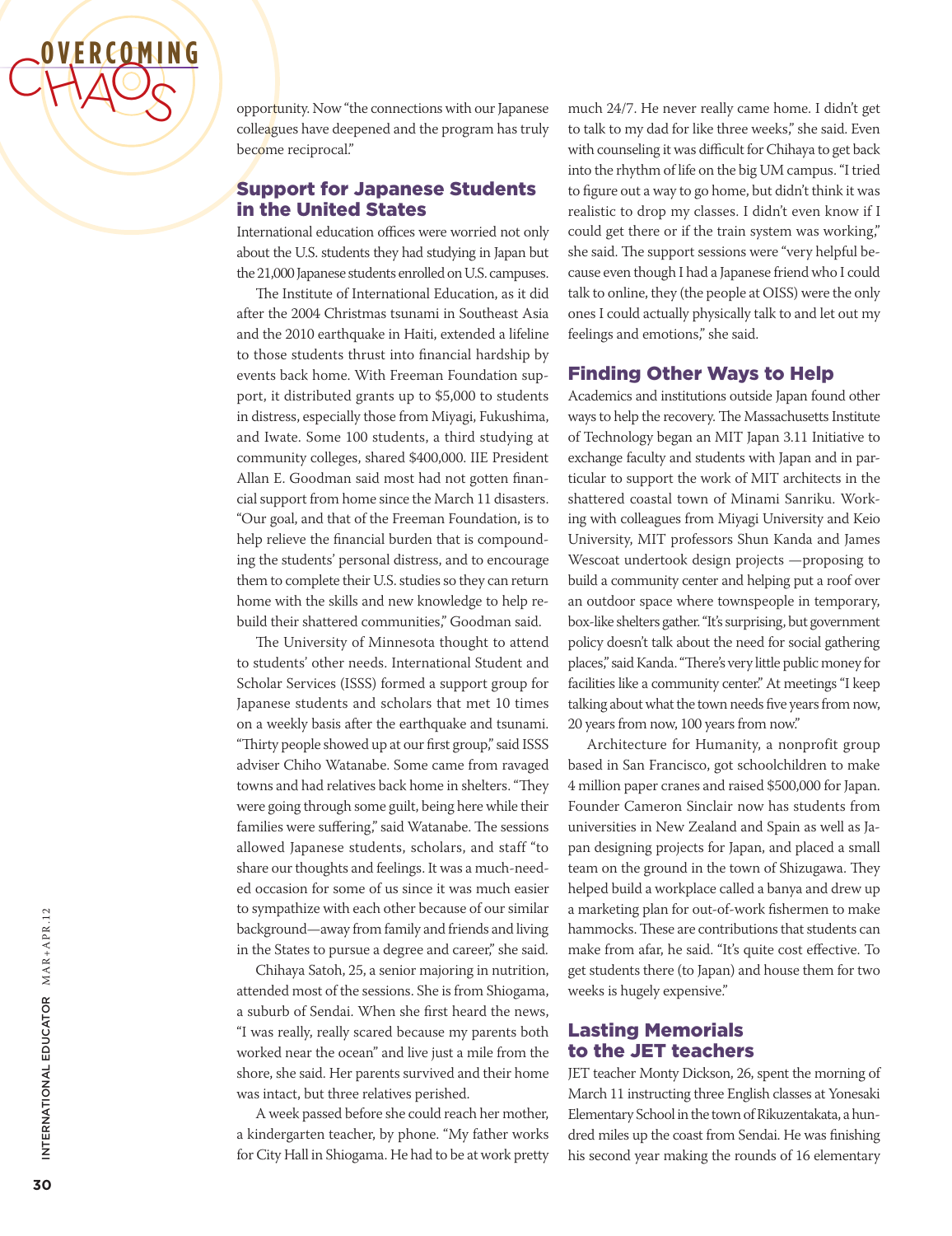opportunity. Now "the connections with our Japanese colleagues have deepened and the program has truly become reciprocal."

## Support for Japanese Students in the United States

International education offices were worried not only about the U.S. students they had studying in Japan but the 21,000 Japanese students enrolled on U.S. campuses.

The Institute of International Education, as it did after the 2004 Christmas tsunami in Southeast Asia and the 2010 earthquake in Haiti, extended a lifeline to those students thrust into financial hardship by events back home. With Freeman Foundation support, it distributed grants up to $5,000 to students in distress, especially those from Miyagi, Fukushima, and Iwate. Some 100 students, a third studying at community colleges, shared $400,000. IIE President Allan E. Goodman said most had not gotten financial support from home since the March 11 disasters. "Our goal, and that of the Freeman Foundation, is to help relieve the financial burden that is compounding the students' personal distress, and to encourage them to complete their U.S. studies so they can return home with the skills and new knowledge to help rebuild their shattered communities," Goodman said.

The University of Minnesota thought to attend to students' other needs. International Student and Scholar Services (ISSS) formed a support group for Japanese students and scholars that met 10 times on a weekly basis after the earthquake and tsunami. "Thirty people showed up at our first group," said ISSS adviser Chiho Watanabe. Some came from ravaged towns and had relatives back home in shelters. "They were going through some guilt, being here while their families were suffering," said Watanabe. The sessions allowed Japanese students, scholars, and staff "to share our thoughts and feelings. It was a much-needed occasion for some of us since it was much easier to sympathize with each other because of our similar background—away from family and friends and living in the States to pursue a degree and career," she said.

Chihaya Satoh, 25, a senior majoring in nutrition, attended most of the sessions. She is from Shiogama, a suburb of Sendai. When she first heard the news, "I was really, really scared because my parents both worked near the ocean" and live just a mile from the shore, she said. Her parents survived and their home was intact, but three relatives perished.

A week passed before she could reach her mother, a kindergarten teacher, by phone. "My father works for City Hall in Shiogama. He had to be at work pretty much 24/7. He never really came home. I didn't get to talk to my dad for like three weeks," she said. Even with counseling it was difficult for Chihaya to get back into the rhythm of life on the big UM campus. "I tried to figure out a way to go home, but didn't think it was realistic to drop my classes. I didn't even know if I could get there or if the train system was working," she said. The support sessions were "very helpful because even though I had a Japanese friend who I could talk to online, they (the people at OISS) were the only ones I could actually physically talk to and let out my feelings and emotions," she said.

## Finding Other Ways to Help

Academics and institutions outside Japan found other ways to help the recovery. The Massachusetts Institute of Technology began an MIT Japan 3.11 Initiative to exchange faculty and students with Japan and in particular to support the work of MIT architects in the shattered coastal town of Minami Sanriku. Working with colleagues from Miyagi University and Keio University, MIT professors Shun Kanda and James Wescoat undertook design projects —proposing to build a community center and helping put a roof over an outdoor space where townspeople in temporary, box-like shelters gather. "It's surprising, but government policy doesn't talk about the need for social gathering places," said Kanda. "There's very little public money for facilities like a community center." At meetings "I keep talking about what the town needs five years from now, 20 years from now, 100 years from now."

Architecture for Humanity, a nonprofit group based in San Francisco, got schoolchildren to make 4 million paper cranes and raised $500,000 for Japan. Founder Cameron Sinclair now has students from universities in New Zealand and Spain as well as Japan designing projects for Japan, and placed a small team on the ground in the town of Shizugawa. They helped build a workplace called a banya and drew up a marketing plan for out-of-work fishermen to make hammocks. These are contributions that students can make from afar, he said. "It's quite cost effective. To get students there (to Japan) and house them for two weeks is hugely expensive."

## Lasting Memorials to the JET teachers

JET teacher Monty Dickson, 26, spent the morning of March 11 instructing three English classes at Yonesaki Elementary School in the town of Rikuzentakata, a hundred miles up the coast from Sendai. He was finishing his second year making the rounds of 16 elementary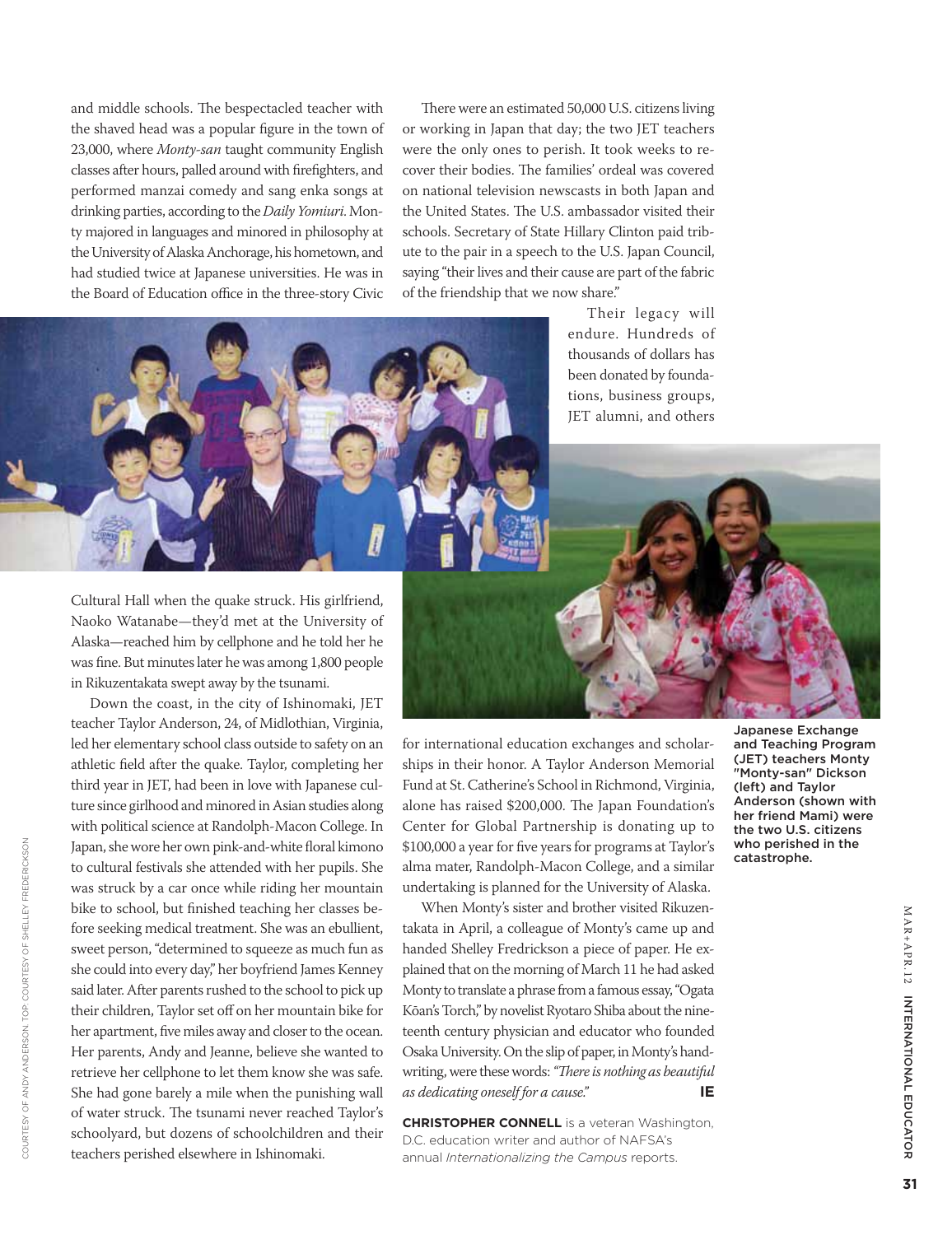and middle schools. The bespectacled teacher with the shaved head was a popular figure in the town of 23,000, where *Monty-san* taught community English classes after hours, palled around with firefighters, and performed manzai comedy and sang enka songs at drinking parties, according to the *Daily Yomiuri*. Monty majored in languages and minored in philosophy at the University of Alaska Anchorage, his hometown, and had studied twice at Japanese universities. He was in the Board of Education office in the three-story Civic Cultural Hall when the quake struck. His girlfriend, Naoko Watanabe—they'd met at the University of Alaska—reached him by cellphone and he told her he was fine. But minutes later he was among 1,800 people in Rikuzentakata swept away by the tsunami.

Down the coast, in the city of Ishinomaki, JET teacher Taylor Anderson, 24, of Midlothian, Virginia, led her elementary school class outside to safety on an athletic field after the quake. Taylor, completing her third year in JET, had been in love with Japanese culture since girlhood and minored in Asian studies along with political science at Randolph-Macon College. In Japan, she wore her own pink-and-white floral kimono to cultural festivals she attended with her pupils. She was struck by a car once while riding her mountain bike to school, but finished teaching her classes before seeking medical treatment. She was an ebullient, sweet person, "determined to squeeze as much fun as she could into every day," her boyfriend James Kenney said later. After parents rushed to the school to pick up their children, Taylor set off on her mountain bike for her apartment, five miles away and closer to the ocean. Her parents, Andy and Jeanne, believe she wanted to retrieve her cellphone to let them know she was safe. She had gone barely a mile when the punishing wall of water struck. The tsunami never reached Taylor's schoolyard, but dozens of schoolchildren and their teachers perished elsewhere in Ishinomaki.

There were an estimated 50,000 U.S. citizens living or working in Japan that day; the two JET teachers were the only ones to perish. It took weeks to recover their bodies. The families' ordeal was covered on national television newscasts in both Japan and the United States. The U.S. ambassador visited their schools. Secretary of State Hillary Clinton paid tribute to the pair in a speech to the U.S. Japan Council, saying "their lives and their cause are part of the fabric of the friendship that we now share."

Their legacy will endure. Hundreds of thousands of dollars has been donated by foundations, business groups, JET alumni, and others for international education exchanges and scholarships in their honor. A Taylor Anderson Memorial Fund at St. Catherine's School in Richmond, Virginia, alone has raised $200,000. The Japan Foundation's Center for Global Partnership is donating up to $100,000 a year for five years for programs at Taylor's alma mater, Randolph-Macon College, and a similar undertaking is planned for the University of Alaska.

When Monty's sister and brother visited Rikuzentakata in April, a colleague of Monty's came up and handed Shelley Fredrickson a piece of paper. He explained that on the morning of March 11 he had asked Monty to translate a phrase from a famous essay, "Ogata Kōan's Torch," by novelist Ryotaro Shiba about the nineteenth century physician and educator who founded Osaka University. On the slip of paper, in Monty's handwriting, were these words: *"There is nothing as beautiful as dedicating oneself for a cause."* **IE**

**Japanese Exchange and Teaching Program (JET) teachers Monty "Monty-san" Dickson (left) and Taylor Anderson (shown with her friend Mami) were the two U.S. citizens who perished in the catastrophe.**

COURTESY OF ANDY ANDERSON, TOP: COURTESY OF SHELLEY FREDERICKSON

**CHRISTOPHER CONNELL** is a veteran Washington, D.C. education writer and author of NAFSA's annual *Internationalizing the Campus* reports.